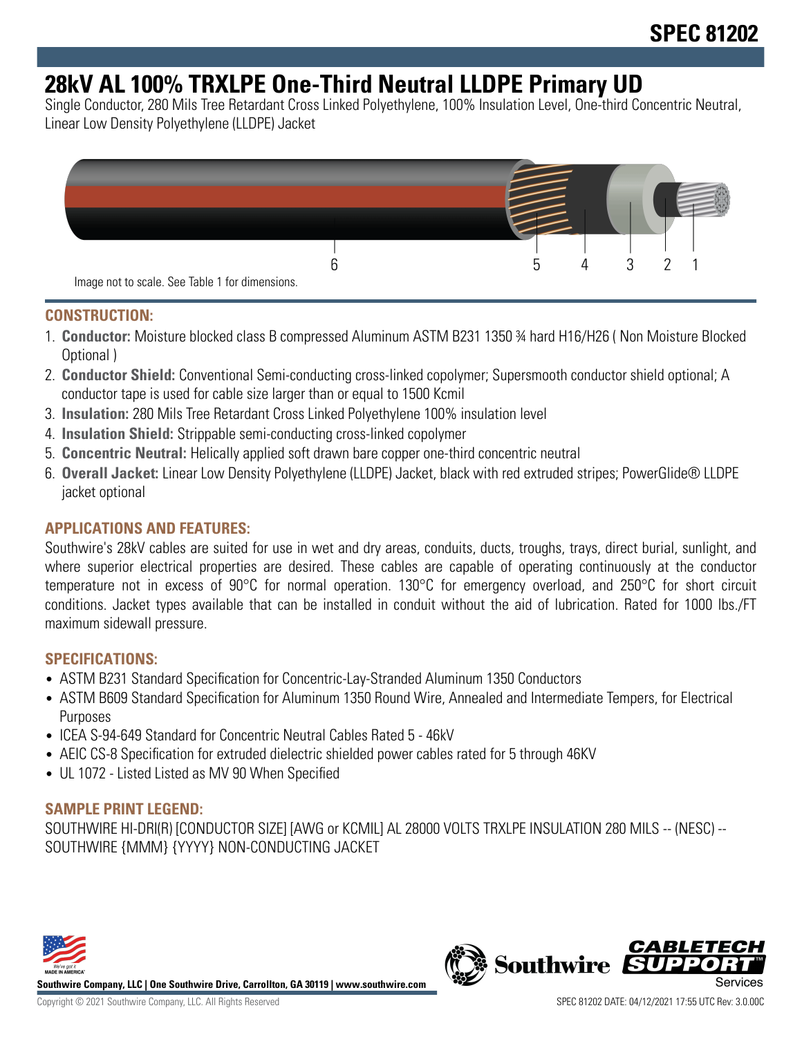# SPEC 81202

# 28kV AL 100% TRXLPE One-Third Neutral LLDPE Primary UD

Single Conductor, 280 Mils Tree Retardant Cross Linked Polyethylene, 100% Insulation Level, One-third Concentric Neutral, Linear Low Density Polyethylene (LLDPE) Jacket

6 5 4 3 2 1

Image not to scale. See Table 1 for dimensions.

## CONSTRUCTION:

1. **Conductor:** Moisture blocked class B compressed Aluminum ASTM B231 1350 ¾ hard H16/H26 ( Non Moisture Blocked Optional )
2. **Conductor Shield:** Conventional Semi-conducting cross-linked copolymer; Supersmooth conductor shield optional; A conductor tape is used for cable size larger than or equal to 1500 Kcmil
3. **Insulation:** 280 Mils Tree Retardant Cross Linked Polyethylene 100% insulation level
4. **Insulation Shield:** Strippable semi-conducting cross-linked copolymer
5. **Concentric Neutral:** Helically applied soft drawn bare copper one-third concentric neutral
6. **Overall Jacket:** Linear Low Density Polyethylene (LLDPE) Jacket, black with red extruded stripes; PowerGlide® LLDPE jacket optional

## APPLICATIONS AND FEATURES:

Southwire's 28kV cables are suited for use in wet and dry areas, conduits, ducts, troughs, trays, direct burial, sunlight, and where superior electrical properties are desired. These cables are capable of operating continuously at the conductor temperature not in excess of 90°C for normal operation. 130°C for emergency overload, and 250°C for short circuit conditions. Jacket types available that can be installed in conduit without the aid of lubrication. Rated for 1000 lbs./FT maximum sidewall pressure.

## SPECIFICATIONS:

- ASTM B231 Standard Specification for Concentric-Lay-Stranded Aluminum 1350 Conductors
- ASTM B609 Standard Specification for Aluminum 1350 Round Wire, Annealed and Intermediate Tempers, for Electrical Purposes
- ICEA S-94-649 Standard for Concentric Neutral Cables Rated 5 - 46kV
- AEIC CS-8 Specification for extruded dielectric shielded power cables rated for 5 through 46KV
- UL 1072 - Listed Listed as MV 90 When Specified

## SAMPLE PRINT LEGEND:

SOUTHWIRE HI-DRI(R) [CONDUCTOR SIZE] [AWG or KCMIL] AL 28000 VOLTS TRXLPE INSULATION 280 MILS -- (NESC) -- SOUTHWIRE {MMM} {YYYY} NON-CONDUCTING JACKET

**Southwire Company, LLC | One Southwire Drive, Carrollton, GA 30119 | www.southwire.com**

Copyright © 2021 Southwire Company, LLC. All Rights Reserved

SPEC 81202 DATE: 04/12/2021 17:55 UTC Rev: 3.0.00C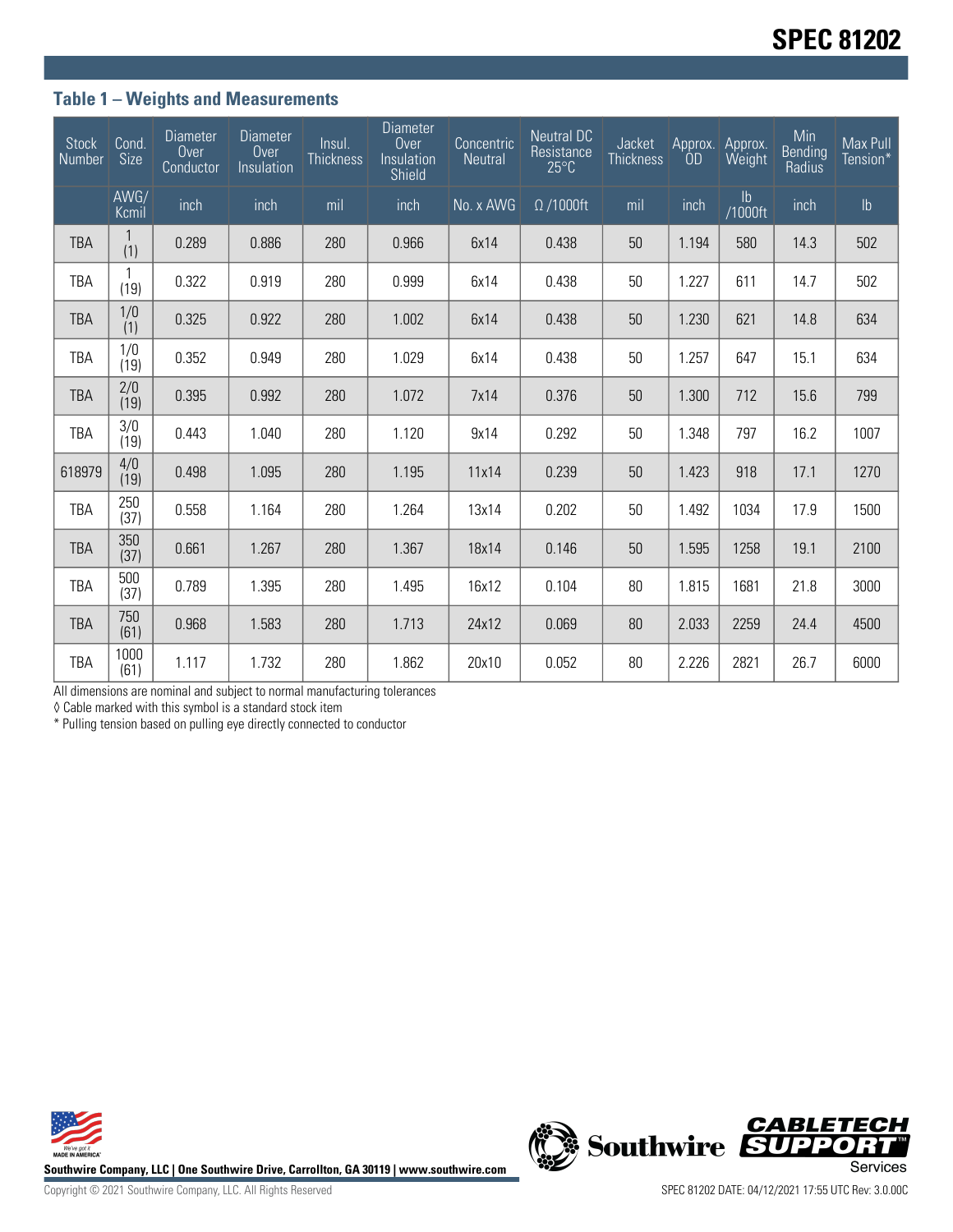### Table 1 – Weights and Measurements

| Stock Number | Cond. Size | Diameter Over Conductor | Diameter Over Insulation | Insul. Thickness | Diameter Over Insulation Shield | Concentric Neutral | Neutral DC Resistance 25°C | Jacket Thickness | Approx. OD | Approx. Weight | Min Bending Radius | Max Pull Tension* |
|---|---|---|---|---|---|---|---|---|---|---|---|---|
| | AWG/ Kcmil | inch | inch | mil | inch | No. x AWG | Ω /1000ft | mil | inch | lb /1000ft | inch | lb |
| TBA | 1 (1) | 0.289 | 0.886 | 280 | 0.966 | 6x14 | 0.438 | 50 | 1.194 | 580 | 14.3 | 502 |
| TBA | 1 (19) | 0.322 | 0.919 | 280 | 0.999 | 6x14 | 0.438 | 50 | 1.227 | 611 | 14.7 | 502 |
| TBA | 1/0 (1) | 0.325 | 0.922 | 280 | 1.002 | 6x14 | 0.438 | 50 | 1.230 | 621 | 14.8 | 634 |
| TBA | 1/0 (19) | 0.352 | 0.949 | 280 | 1.029 | 6x14 | 0.438 | 50 | 1.257 | 647 | 15.1 | 634 |
| TBA | 2/0 (19) | 0.395 | 0.992 | 280 | 1.072 | 7x14 | 0.376 | 50 | 1.300 | 712 | 15.6 | 799 |
| TBA | 3/0 (19) | 0.443 | 1.040 | 280 | 1.120 | 9x14 | 0.292 | 50 | 1.348 | 797 | 16.2 | 1007 |
| 618979 | 4/0 (19) | 0.498 | 1.095 | 280 | 1.195 | 11x14 | 0.239 | 50 | 1.423 | 918 | 17.1 | 1270 |
| TBA | 250 (37) | 0.558 | 1.164 | 280 | 1.264 | 13x14 | 0.202 | 50 | 1.492 | 1034 | 17.9 | 1500 |
| TBA | 350 (37) | 0.661 | 1.267 | 280 | 1.367 | 18x14 | 0.146 | 50 | 1.595 | 1258 | 19.1 | 2100 |
| TBA | 500 (37) | 0.789 | 1.395 | 280 | 1.495 | 16x12 | 0.104 | 80 | 1.815 | 1681 | 21.8 | 3000 |
| TBA | 750 (61) | 0.968 | 1.583 | 280 | 1.713 | 24x12 | 0.069 | 80 | 2.033 | 2259 | 24.4 | 4500 |
| TBA | 1000 (61) | 1.117 | 1.732 | 280 | 1.862 | 20x10 | 0.052 | 80 | 2.226 | 2821 | 26.7 | 6000 |

All dimensions are nominal and subject to normal manufacturing tolerances

◊ Cable marked with this symbol is a standard stock item

* Pulling tension based on pulling eye directly connected to conductor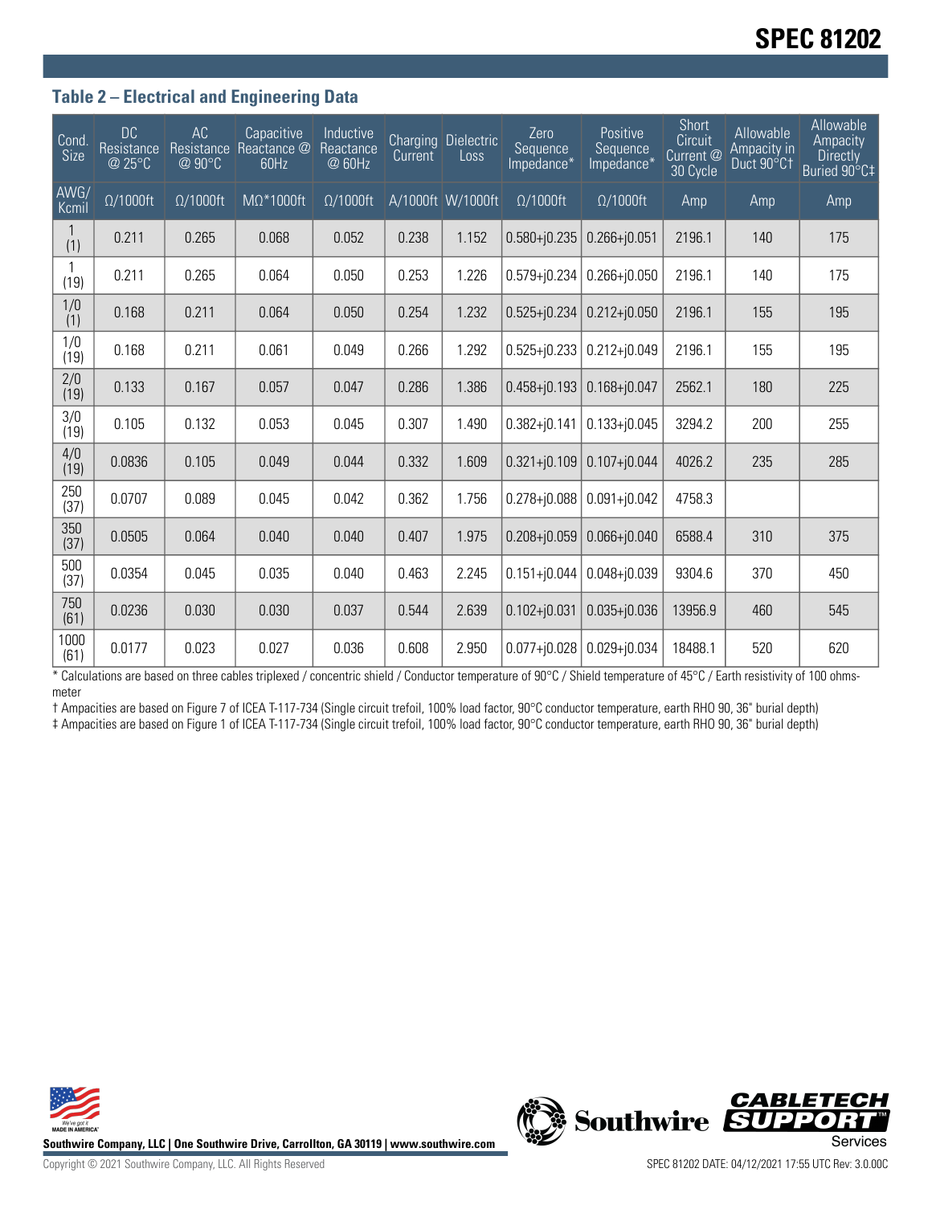### Table 2 – Electrical and Engineering Data

| Cond. Size | DC Resistance @ 25°C | AC Resistance @ 90°C | Capacitive Reactance @ 60Hz | Inductive Reactance @ 60Hz | Charging Current | Dielectric Loss | Zero Sequence Impedance* | Positive Sequence Impedance* | Short Circuit Current @ 30 Cycle | Allowable Ampacity in Duct 90°C† | Allowable Ampacity Directly Buried 90°C‡ |
|---|---|---|---|---|---|---|---|---|---|---|---|
| AWG/ Kcmil | Ω/1000ft | Ω/1000ft | MΩ*1000ft | Ω/1000ft | A/1000ft | W/1000ft | Ω/1000ft | Ω/1000ft | Amp | Amp | Amp |
| 1 (1) | 0.211 | 0.265 | 0.068 | 0.052 | 0.238 | 1.152 | 0.580+j0.235 | 0.266+j0.051 | 2196.1 | 140 | 175 |
| 1 (19) | 0.211 | 0.265 | 0.064 | 0.050 | 0.253 | 1.226 | 0.579+j0.234 | 0.266+j0.050 | 2196.1 | 140 | 175 |
| 1/0 (1) | 0.168 | 0.211 | 0.064 | 0.050 | 0.254 | 1.232 | 0.525+j0.234 | 0.212+j0.050 | 2196.1 | 155 | 195 |
| 1/0 (19) | 0.168 | 0.211 | 0.061 | 0.049 | 0.266 | 1.292 | 0.525+j0.233 | 0.212+j0.049 | 2196.1 | 155 | 195 |
| 2/0 (19) | 0.133 | 0.167 | 0.057 | 0.047 | 0.286 | 1.386 | 0.458+j0.193 | 0.168+j0.047 | 2562.1 | 180 | 225 |
| 3/0 (19) | 0.105 | 0.132 | 0.053 | 0.045 | 0.307 | 1.490 | 0.382+j0.141 | 0.133+j0.045 | 3294.2 | 200 | 255 |
| 4/0 (19) | 0.0836 | 0.105 | 0.049 | 0.044 | 0.332 | 1.609 | 0.321+j0.109 | 0.107+j0.044 | 4026.2 | 235 | 285 |
| 250 (37) | 0.0707 | 0.089 | 0.045 | 0.042 | 0.362 | 1.756 | 0.278+j0.088 | 0.091+j0.042 | 4758.3 | | |
| 350 (37) | 0.0505 | 0.064 | 0.040 | 0.040 | 0.407 | 1.975 | 0.208+j0.059 | 0.066+j0.040 | 6588.4 | 310 | 375 |
| 500 (37) | 0.0354 | 0.045 | 0.035 | 0.040 | 0.463 | 2.245 | 0.151+j0.044 | 0.048+j0.039 | 9304.6 | 370 | 450 |
| 750 (61) | 0.0236 | 0.030 | 0.030 | 0.037 | 0.544 | 2.639 | 0.102+j0.031 | 0.035+j0.036 | 13956.9 | 460 | 545 |
| 1000 (61) | 0.0177 | 0.023 | 0.027 | 0.036 | 0.608 | 2.950 | 0.077+j0.028 | 0.029+j0.034 | 18488.1 | 520 | 620 |

* Calculations are based on three cables triplexed / concentric shield / Conductor temperature of 90°C / Shield temperature of 45°C / Earth resistivity of 100 ohms-meter

† Ampacities are based on Figure 7 of ICEA T-117-734 (Single circuit trefoil, 100% load factor, 90°C conductor temperature, earth RHO 90, 36" burial depth)

‡ Ampacities are based on Figure 1 of ICEA T-117-734 (Single circuit trefoil, 100% load factor, 90°C conductor temperature, earth RHO 90, 36" burial depth)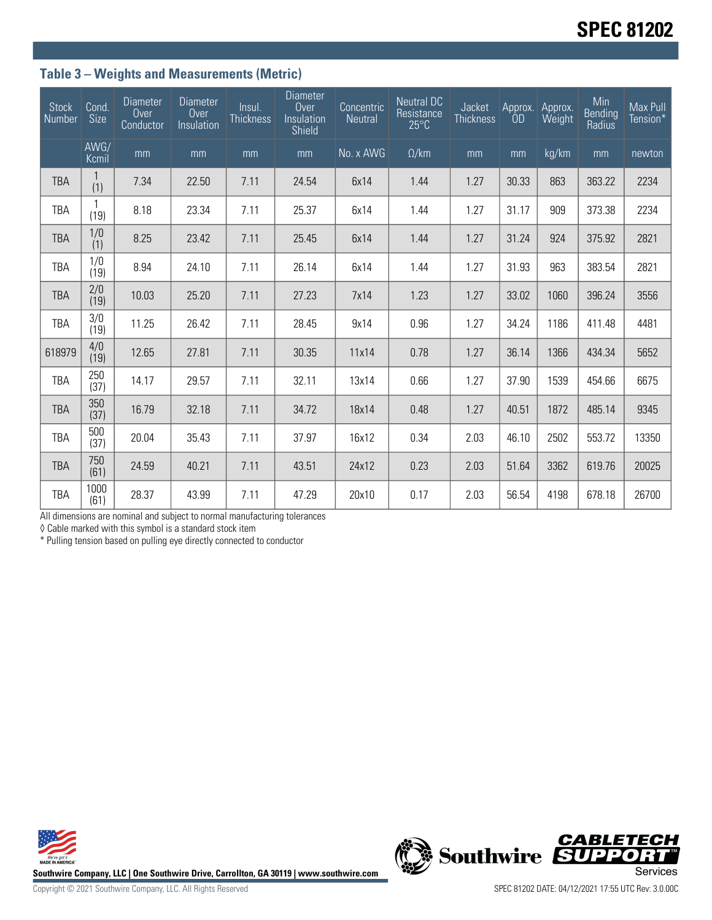### Table 3 – Weights and Measurements (Metric)

| Stock Number | Cond. Size | Diameter Over Conductor | Diameter Over Insulation | Insul. Thickness | Diameter Over Insulation Shield | Concentric Neutral | Neutral DC Resistance 25°C | Jacket Thickness | Approx. OD | Approx. Weight | Min Bending Radius | Max Pull Tension* |
|---|---|---|---|---|---|---|---|---|---|---|---|---|
| | AWG/ Kcmil | mm | mm | mm | mm | No. x AWG | Ω/km | mm | mm | kg/km | mm | newton |
| TBA | 1 (1) | 7.34 | 22.50 | 7.11 | 24.54 | 6x14 | 1.44 | 1.27 | 30.33 | 863 | 363.22 | 2234 |
| TBA | 1 (19) | 8.18 | 23.34 | 7.11 | 25.37 | 6x14 | 1.44 | 1.27 | 31.17 | 909 | 373.38 | 2234 |
| TBA | 1/0 (1) | 8.25 | 23.42 | 7.11 | 25.45 | 6x14 | 1.44 | 1.27 | 31.24 | 924 | 375.92 | 2821 |
| TBA | 1/0 (19) | 8.94 | 24.10 | 7.11 | 26.14 | 6x14 | 1.44 | 1.27 | 31.93 | 963 | 383.54 | 2821 |
| TBA | 2/0 (19) | 10.03 | 25.20 | 7.11 | 27.23 | 7x14 | 1.23 | 1.27 | 33.02 | 1060 | 396.24 | 3556 |
| TBA | 3/0 (19) | 11.25 | 26.42 | 7.11 | 28.45 | 9x14 | 0.96 | 1.27 | 34.24 | 1186 | 411.48 | 4481 |
| 618979 | 4/0 (19) | 12.65 | 27.81 | 7.11 | 30.35 | 11x14 | 0.78 | 1.27 | 36.14 | 1366 | 434.34 | 5652 |
| TBA | 250 (37) | 14.17 | 29.57 | 7.11 | 32.11 | 13x14 | 0.66 | 1.27 | 37.90 | 1539 | 454.66 | 6675 |
| TBA | 350 (37) | 16.79 | 32.18 | 7.11 | 34.72 | 18x14 | 0.48 | 1.27 | 40.51 | 1872 | 485.14 | 9345 |
| TBA | 500 (37) | 20.04 | 35.43 | 7.11 | 37.97 | 16x12 | 0.34 | 2.03 | 46.10 | 2502 | 553.72 | 13350 |
| TBA | 750 (61) | 24.59 | 40.21 | 7.11 | 43.51 | 24x12 | 0.23 | 2.03 | 51.64 | 3362 | 619.76 | 20025 |
| TBA | 1000 (61) | 28.37 | 43.99 | 7.11 | 47.29 | 20x10 | 0.17 | 2.03 | 56.54 | 4198 | 678.18 | 26700 |

All dimensions are nominal and subject to normal manufacturing tolerances

◊ Cable marked with this symbol is a standard stock item

* Pulling tension based on pulling eye directly connected to conductor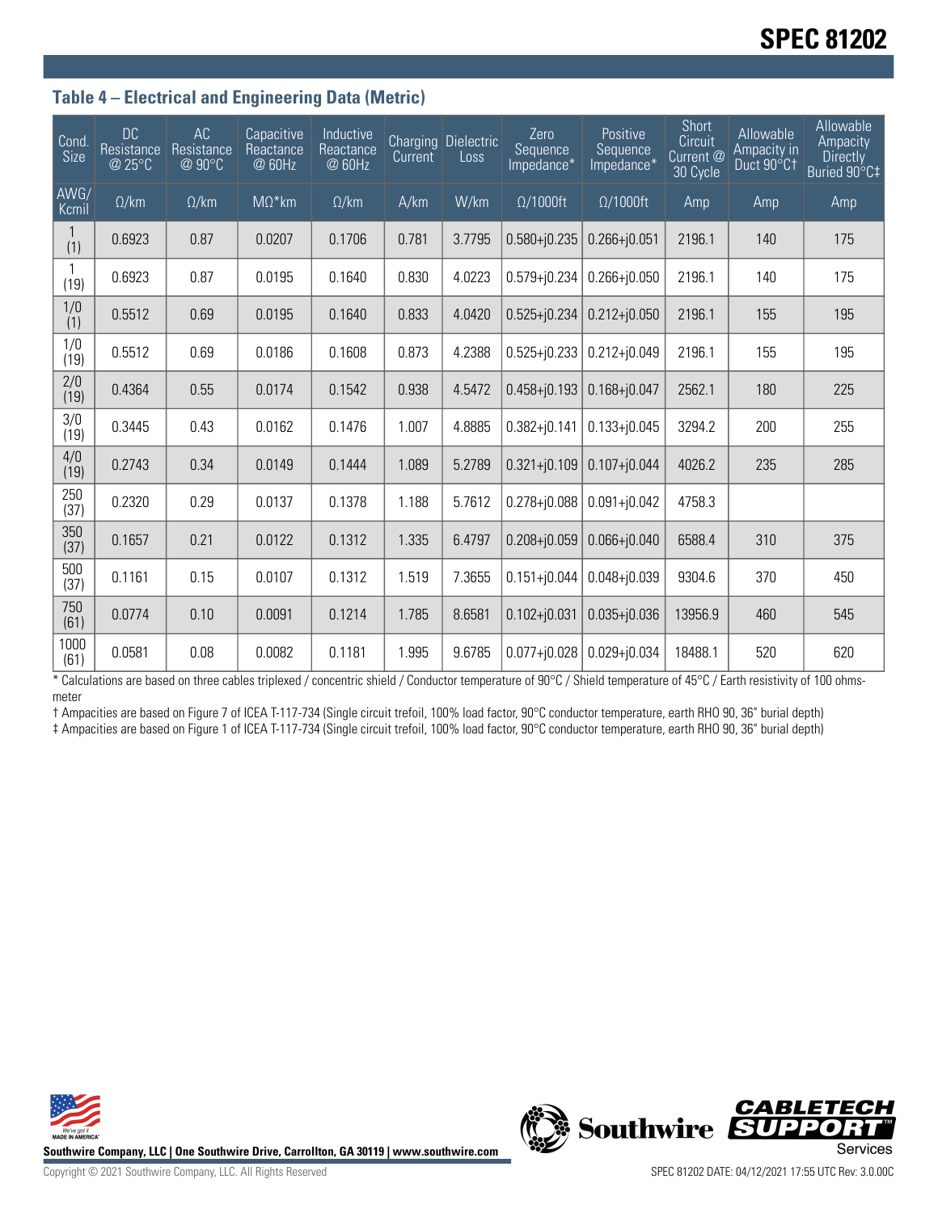## Table 4 – Electrical and Engineering Data (Metric)

| Cond. Size | DC Resistance @ 25°C | AC Resistance @ 90°C | Capacitive Reactance @ 60Hz | Inductive Reactance @ 60Hz | Charging Current | Dielectric Loss | Zero Sequence Impedance* | Positive Sequence Impedance* | Short Circuit Current @ 30 Cycle | Allowable Ampacity in Duct 90°C† | Allowable Ampacity Directly Buried 90°C‡ |
|---|---|---|---|---|---|---|---|---|---|---|---|
| AWG/ Kcmil | Ω/km | Ω/km | MΩ*km | Ω/km | A/km | W/km | Ω/1000ft | Ω/1000ft | Amp | Amp | Amp |
| 1 (1) | 0.6923 | 0.87 | 0.0207 | 0.1706 | 0.781 | 3.7795 | 0.580+j0.235 | 0.266+j0.051 | 2196.1 | 140 | 175 |
| 1 (19) | 0.6923 | 0.87 | 0.0195 | 0.1640 | 0.830 | 4.0223 | 0.579+j0.234 | 0.266+j0.050 | 2196.1 | 140 | 175 |
| 1/0 (1) | 0.5512 | 0.69 | 0.0195 | 0.1640 | 0.833 | 4.0420 | 0.525+j0.234 | 0.212+j0.050 | 2196.1 | 155 | 195 |
| 1/0 (19) | 0.5512 | 0.69 | 0.0186 | 0.1608 | 0.873 | 4.2388 | 0.525+j0.233 | 0.212+j0.049 | 2196.1 | 155 | 195 |
| 2/0 (19) | 0.4364 | 0.55 | 0.0174 | 0.1542 | 0.938 | 4.5472 | 0.458+j0.193 | 0.168+j0.047 | 2562.1 | 180 | 225 |
| 3/0 (19) | 0.3445 | 0.43 | 0.0162 | 0.1476 | 1.007 | 4.8885 | 0.382+j0.141 | 0.133+j0.045 | 3294.2 | 200 | 255 |
| 4/0 (19) | 0.2743 | 0.34 | 0.0149 | 0.1444 | 1.089 | 5.2789 | 0.321+j0.109 | 0.107+j0.044 | 4026.2 | 235 | 285 |
| 250 (37) | 0.2320 | 0.29 | 0.0137 | 0.1378 | 1.188 | 5.7612 | 0.278+j0.088 | 0.091+j0.042 | 4758.3 | | |
| 350 (37) | 0.1657 | 0.21 | 0.0122 | 0.1312 | 1.335 | 6.4797 | 0.208+j0.059 | 0.066+j0.040 | 6588.4 | 310 | 375 |
| 500 (37) | 0.1161 | 0.15 | 0.0107 | 0.1312 | 1.519 | 7.3655 | 0.151+j0.044 | 0.048+j0.039 | 9304.6 | 370 | 450 |
| 750 (61) | 0.0774 | 0.10 | 0.0091 | 0.1214 | 1.785 | 8.6581 | 0.102+j0.031 | 0.035+j0.036 | 13956.9 | 460 | 545 |
| 1000 (61) | 0.0581 | 0.08 | 0.0082 | 0.1181 | 1.995 | 9.6785 | 0.077+j0.028 | 0.029+j0.034 | 18488.1 | 520 | 620 |

* Calculations are based on three cables triplexed / concentric shield / Conductor temperature of 90°C / Shield temperature of 45°C / Earth resistivity of 100 ohms-meter

† Ampacities are based on Figure 7 of ICEA T-117-734 (Single circuit trefoil, 100% load factor, 90°C conductor temperature, earth RHO 90, 36" burial depth)

‡ Ampacities are based on Figure 1 of ICEA T-117-734 (Single circuit trefoil, 100% load factor, 90°C conductor temperature, earth RHO 90, 36" burial depth)

Southwire Company, LLC | One Southwire Drive, Carrollton, GA 30119 | www.southwire.com

Copyright © 2021 Southwire Company, LLC. All Rights Reserved

SPEC 81202 DATE: 04/12/2021 17:55 UTC Rev: 3.0.00C